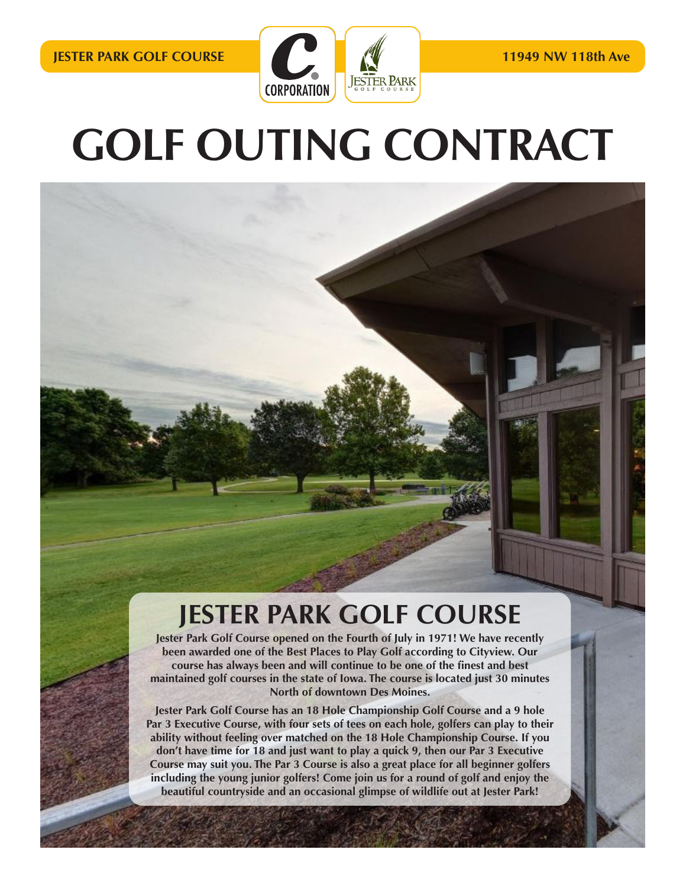**JESTER PARK GOLF COURSE** **11949 NW 118th Ave**

# GOLF OUTING CONTRACT

## JESTER PARK GOLF COURSE

Jester Park Golf Course opened on the Fourth of July in 1971! We have recently been awarded one of the Best Places to Play Golf according to Cityview. Our course has always been and will continue to be one of the finest and best maintained golf courses in the state of Iowa. The course is located just 30 minutes North of downtown Des Moines.

Jester Park Golf Course has an 18 Hole Championship Golf Course and a 9 hole Par 3 Executive Course, with four sets of tees on each hole, golfers can play to their ability without feeling over matched on the 18 Hole Championship Course. If you don't have time for 18 and just want to play a quick 9, then our Par 3 Executive Course may suit you. The Par 3 Course is also a great place for all beginner golfers including the young junior golfers! Come join us for a round of golf and enjoy the beautiful countryside and an occasional glimpse of wildlife out at Jester Park!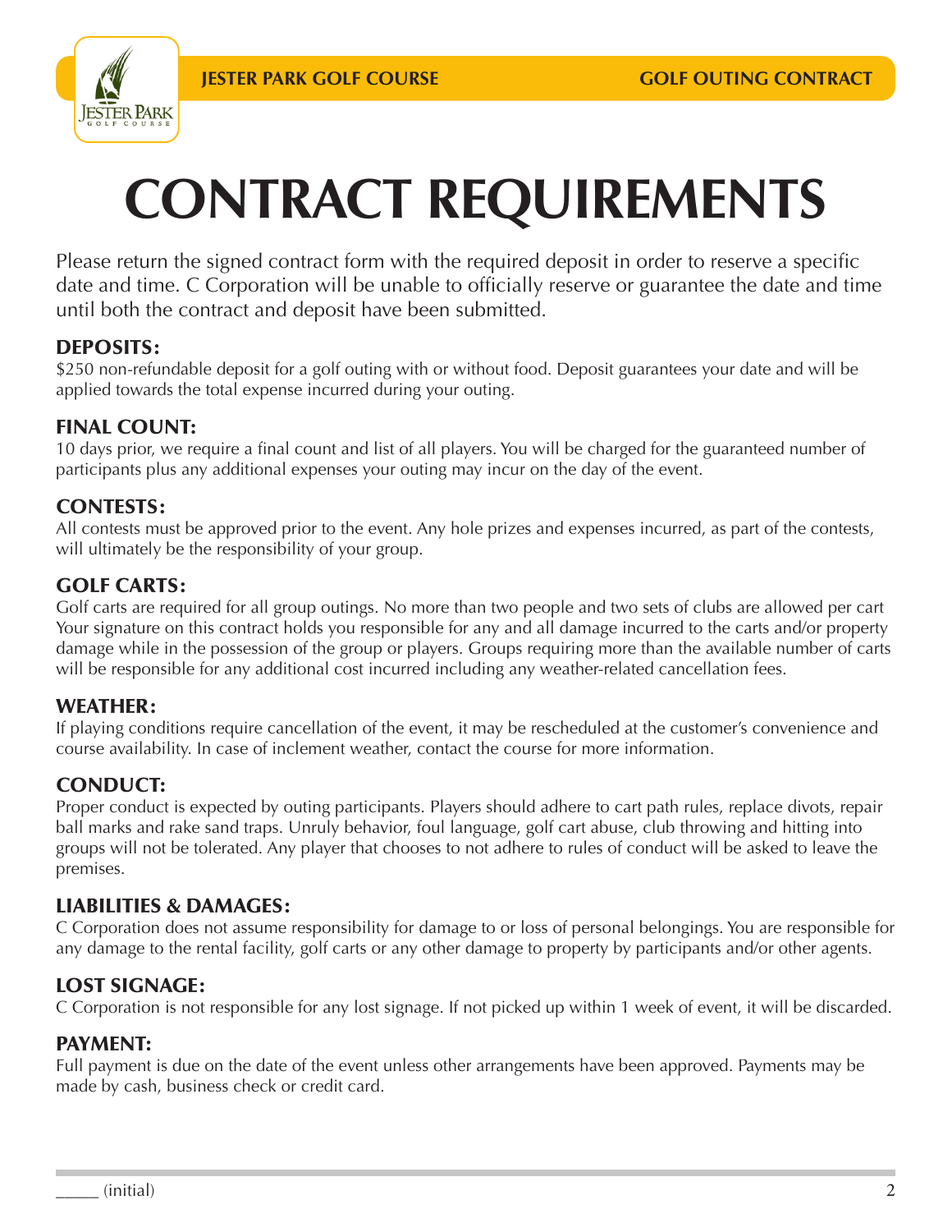# CONTRACT REQUIREMENTS

Please return the signed contract form with the required deposit in order to reserve a specific date and time. C Corporation will be unable to officially reserve or guarantee the date and time until both the contract and deposit have been submitted.

### DEPOSITS:

$250 non-refundable deposit for a golf outing with or without food. Deposit guarantees your date and will be applied towards the total expense incurred during your outing.

### FINAL COUNT:

10 days prior, we require a final count and list of all players. You will be charged for the guaranteed number of participants plus any additional expenses your outing may incur on the day of the event.

### CONTESTS:

All contests must be approved prior to the event. Any hole prizes and expenses incurred, as part of the contests, will ultimately be the responsibility of your group.

### GOLF CARTS:

Golf carts are required for all group outings. No more than two people and two sets of clubs are allowed per cart Your signature on this contract holds you responsible for any and all damage incurred to the carts and/or property damage while in the possession of the group or players. Groups requiring more than the available number of carts will be responsible for any additional cost incurred including any weather-related cancellation fees.

### WEATHER:

If playing conditions require cancellation of the event, it may be rescheduled at the customer's convenience and course availability. In case of inclement weather, contact the course for more information.

### CONDUCT:

Proper conduct is expected by outing participants. Players should adhere to cart path rules, replace divots, repair ball marks and rake sand traps. Unruly behavior, foul language, golf cart abuse, club throwing and hitting into groups will not be tolerated. Any player that chooses to not adhere to rules of conduct will be asked to leave the premises.

### LIABILITIES & DAMAGES:

C Corporation does not assume responsibility for damage to or loss of personal belongings. You are responsible for any damage to the rental facility, golf carts or any other damage to property by participants and/or other agents.

### LOST SIGNAGE:

C Corporation is not responsible for any lost signage. If not picked up within 1 week of event, it will be discarded.

### PAYMENT:

Full payment is due on the date of the event unless other arrangements have been approved. Payments may be made by cash, business check or credit card.

_____ (initial)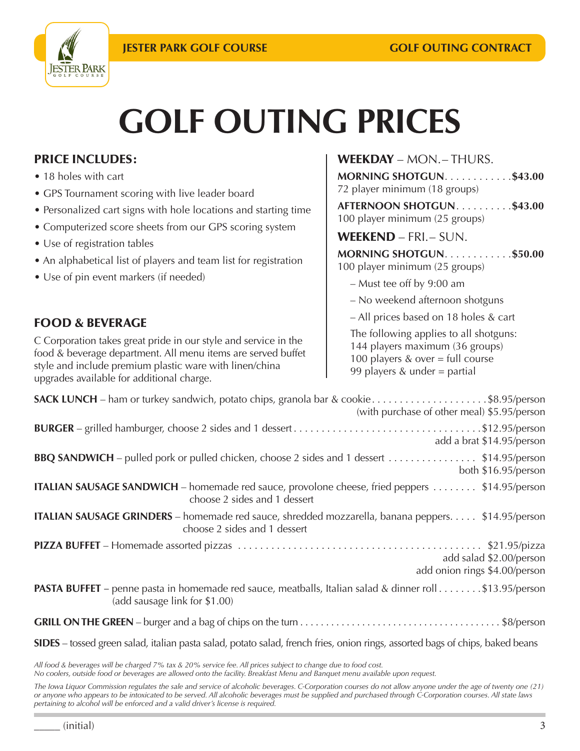# GOLF OUTING PRICES

## PRICE INCLUDES:

- 18 holes with cart
- GPS Tournament scoring with live leader board
- Personalized cart signs with hole locations and starting time
- Computerized score sheets from our GPS scoring system
- Use of registration tables
- An alphabetical list of players and team list for registration
- Use of pin event markers (if needed)

## WEEKDAY – MON.– THURS.

**MORNING SHOTGUN** . . . . . . . . . . . . **$43.00**
72 player minimum (18 groups)

**AFTERNOON SHOTGUN** . . . . . . . . . . **$43.00**
100 player minimum (25 groups)

## WEEKEND – FRI.– SUN.

**MORNING SHOTGUN** . . . . . . . . . . . . **$50.00**
100 player minimum (25 groups)

– Must tee off by 9:00 am

– No weekend afternoon shotguns

– All prices based on 18 holes & cart

The following applies to all shotguns:
144 players maximum (36 groups)
100 players & over = full course
99 players & under = partial

## FOOD & BEVERAGE

C Corporation takes great pride in our style and service in the food & beverage department. All menu items are served buffet style and include premium plastic ware with linen/china upgrades available for additional charge.

**SACK LUNCH** – ham or turkey sandwich, potato chips, granola bar & cookie . . . . . . . . . . $8.95/person
(with purchase of other meal) $5.95/person

**BURGER** – grilled hamburger, choose 2 sides and 1 dessert . . . . . . . . . . $12.95/person
add a brat $14.95/person

**BBQ SANDWICH** – pulled pork or pulled chicken, choose 2 sides and 1 dessert . . . . . . . . . . $14.95/person
both $16.95/person

**ITALIAN SAUSAGE SANDWICH** – homemade red sauce, provolone cheese, fried peppers . . . . . . . . $14.95/person
choose 2 sides and 1 dessert

**ITALIAN SAUSAGE GRINDERS** – homemade red sauce, shredded mozzarella, banana peppers. . . . . $14.95/person
choose 2 sides and 1 dessert

**PIZZA BUFFET** – Homemade assorted pizzas . . . . . . . . . . $21.95/pizza
add salad $2.00/person
add onion rings $4.00/person

**PASTA BUFFET** – penne pasta in homemade red sauce, meatballs, Italian salad & dinner roll . . . . . . . . $13.95/person
(add sausage link for $1.00)

**GRILL ON THE GREEN** – burger and a bag of chips on the turn . . . . . . . . . . $8/person

**SIDES** – tossed green salad, italian pasta salad, potato salad, french fries, onion rings, assorted bags of chips, baked beans

*All food & beverages will be charged 7% tax & 20% service fee. All prices subject to change due to food cost.*
*No coolers, outside food or beverages are allowed onto the facility. Breakfast Menu and Banquet menu available upon request.*

*The Iowa Liquor Commission regulates the sale and service of alcoholic beverages. C-Corporation courses do not allow anyone under the age of twenty one (21) or anyone who appears to be intoxicated to be served. All alcoholic beverages must be supplied and purchased through C-Corporation courses. All state laws pertaining to alcohol will be enforced and a valid driver's license is required.*

_____ (initial)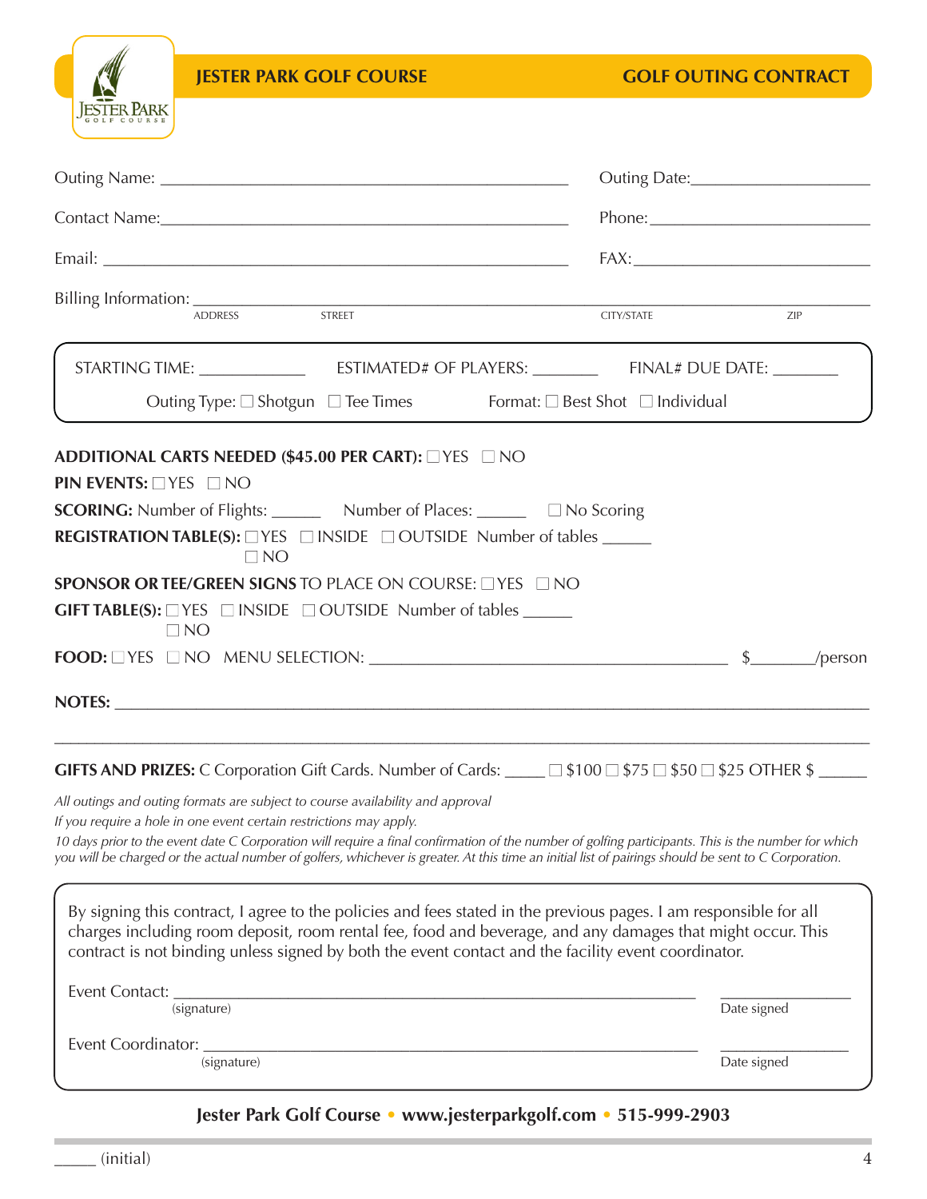# JESTER PARK GOLF COURSE — GOLF OUTING CONTRACT

Outing Name: ______________________________________________ Outing Date: ____________________

Contact Name: ______________________________________________ Phone: ________________________

Email: ______________________________________________ FAX: __________________________

Billing Information: ______________________________________________________________________
ADDRESS STREET CITY/STATE ZIP

STARTING TIME: ____________ ESTIMATED# OF PLAYERS: ________ FINAL# DUE DATE: ________

Outing Type: ☐ Shotgun ☐ Tee Times Format: ☐ Best Shot ☐ Individual

**ADDITIONAL CARTS NEEDED ($45.00 PER CART):** ☐ YES ☐ NO

**PIN EVENTS:** ☐ YES ☐ NO

**SCORING:** Number of Flights: ______ Number of Places: ______ ☐ No Scoring

**REGISTRATION TABLE(S):** ☐ YES ☐ INSIDE ☐ OUTSIDE Number of tables ______
☐ NO

**SPONSOR OR TEE/GREEN SIGNS** TO PLACE ON COURSE: ☐ YES ☐ NO

**GIFT TABLE(S):** ☐ YES ☐ INSIDE ☐ OUTSIDE Number of tables ______
☐ NO

**FOOD:** ☐ YES ☐ NO MENU SELECTION: ________________________________________ $________/person

**NOTES:** ________________________________________________________________________________

__________________________________________________________________________________________

**GIFTS AND PRIZES:** C Corporation Gift Cards. Number of Cards: _____ ☐ $100 ☐ $75 ☐ $50 ☐ $25 OTHER $ ______

*All outings and outing formats are subject to course availability and approval*

*If you require a hole in one event certain restrictions may apply.*

*10 days prior to the event date C Corporation will require a final confirmation of the number of golfing participants. This is the number for which you will be charged or the actual number of golfers, whichever is greater. At this time an initial list of pairings should be sent to C Corporation.*

By signing this contract, I agree to the policies and fees stated in the previous pages. I am responsible for all charges including room deposit, room rental fee, food and beverage, and any damages that might occur. This contract is not binding unless signed by both the event contact and the facility event coordinator.

Event Contact: ____________________________________________ ________________
(signature) Date signed

Event Coordinator: ____________________________________________ ________________
(signature) Date signed

**Jester Park Golf Course • www.jesterparkgolf.com • 515-999-2903**

_____ (initial)